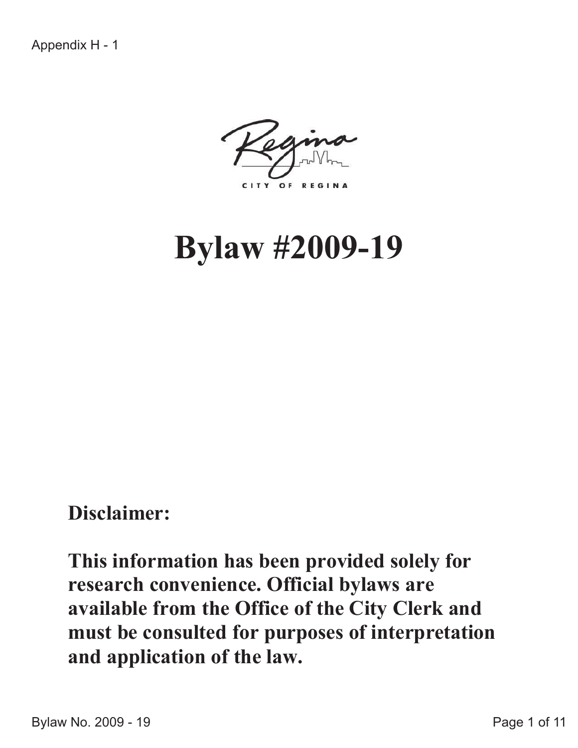Appendix H - 1

CITY OF REGINA

# Bylaw #2009-19

**Disclaimer:**

**This information has been provided solely for research convenience. Official bylaws are available from the Office of the City Clerk and must be consulted for purposes of interpretation and application of the law.**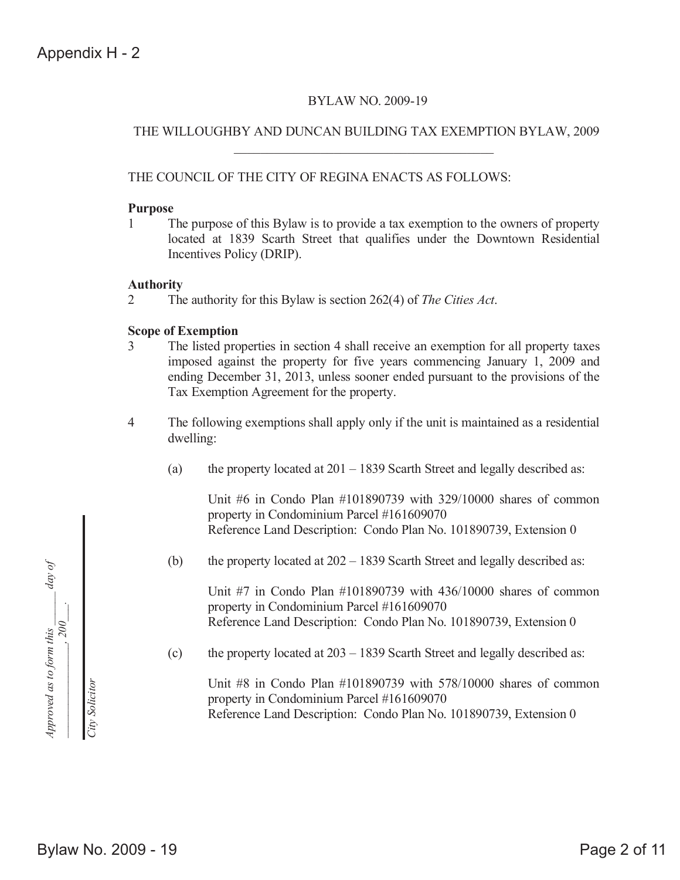Appendix H - 2

BYLAW NO. 2009-19

THE WILLOUGHBY AND DUNCAN BUILDING TAX EXEMPTION BYLAW, 2009

THE COUNCIL OF THE CITY OF REGINA ENACTS AS FOLLOWS:

**Purpose**

1 The purpose of this Bylaw is to provide a tax exemption to the owners of property located at 1839 Scarth Street that qualifies under the Downtown Residential Incentives Policy (DRIP).

**Authority**

2 The authority for this Bylaw is section 262(4) of *The Cities Act*.

**Scope of Exemption**

3 The listed properties in section 4 shall receive an exemption for all property taxes imposed against the property for five years commencing January 1, 2009 and ending December 31, 2013, unless sooner ended pursuant to the provisions of the Tax Exemption Agreement for the property.

4 The following exemptions shall apply only if the unit is maintained as a residential dwelling:

(a) the property located at 201 – 1839 Scarth Street and legally described as:

Unit #6 in Condo Plan #101890739 with 329/10000 shares of common property in Condominium Parcel #161609070
Reference Land Description: Condo Plan No. 101890739, Extension 0

(b) the property located at 202 – 1839 Scarth Street and legally described as:

Unit #7 in Condo Plan #101890739 with 436/10000 shares of common property in Condominium Parcel #161609070
Reference Land Description: Condo Plan No. 101890739, Extension 0

(c) the property located at 203 – 1839 Scarth Street and legally described as:

Unit #8 in Condo Plan #101890739 with 578/10000 shares of common property in Condominium Parcel #161609070
Reference Land Description: Condo Plan No. 101890739, Extension 0

*Approved as to form this \_\_\_\_ day of \_\_\_\_\_\_\_\_, 200\_\_.*

*City Solicitor*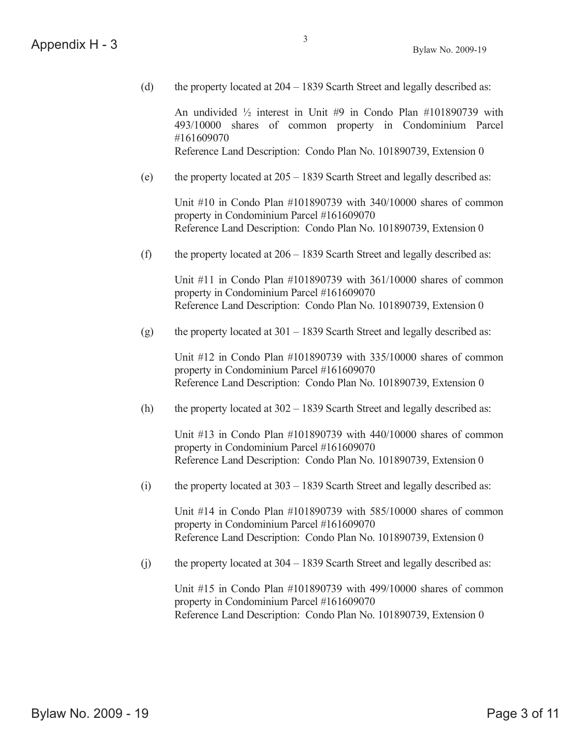(d) the property located at 204 – 1839 Scarth Street and legally described as:

An undivided ½ interest in Unit #9 in Condo Plan #101890739 with 493/10000 shares of common property in Condominium Parcel #161609070
Reference Land Description: Condo Plan No. 101890739, Extension 0

(e) the property located at 205 – 1839 Scarth Street and legally described as:

Unit #10 in Condo Plan #101890739 with 340/10000 shares of common property in Condominium Parcel #161609070
Reference Land Description: Condo Plan No. 101890739, Extension 0

(f) the property located at 206 – 1839 Scarth Street and legally described as:

Unit #11 in Condo Plan #101890739 with 361/10000 shares of common property in Condominium Parcel #161609070
Reference Land Description: Condo Plan No. 101890739, Extension 0

(g) the property located at 301 – 1839 Scarth Street and legally described as:

Unit #12 in Condo Plan #101890739 with 335/10000 shares of common property in Condominium Parcel #161609070
Reference Land Description: Condo Plan No. 101890739, Extension 0

(h) the property located at 302 – 1839 Scarth Street and legally described as:

Unit #13 in Condo Plan #101890739 with 440/10000 shares of common property in Condominium Parcel #161609070
Reference Land Description: Condo Plan No. 101890739, Extension 0

(i) the property located at 303 – 1839 Scarth Street and legally described as:

Unit #14 in Condo Plan #101890739 with 585/10000 shares of common property in Condominium Parcel #161609070
Reference Land Description: Condo Plan No. 101890739, Extension 0

(j) the property located at 304 – 1839 Scarth Street and legally described as:

Unit #15 in Condo Plan #101890739 with 499/10000 shares of common property in Condominium Parcel #161609070
Reference Land Description: Condo Plan No. 101890739, Extension 0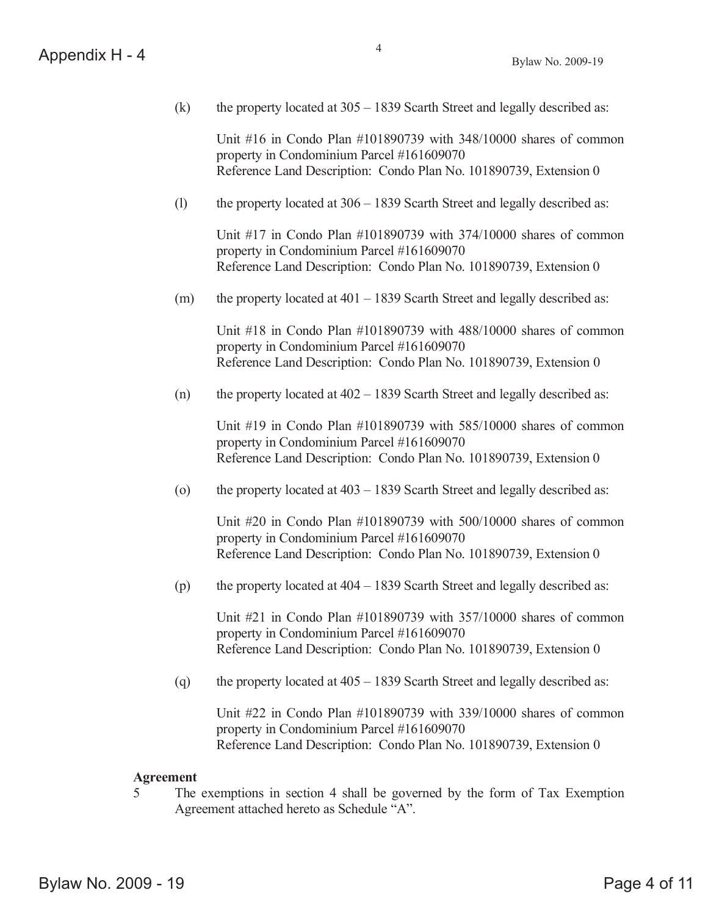(k) the property located at 305 – 1839 Scarth Street and legally described as:

Unit #16 in Condo Plan #101890739 with 348/10000 shares of common property in Condominium Parcel #161609070
Reference Land Description: Condo Plan No. 101890739, Extension 0

(l) the property located at 306 – 1839 Scarth Street and legally described as:

Unit #17 in Condo Plan #101890739 with 374/10000 shares of common property in Condominium Parcel #161609070
Reference Land Description: Condo Plan No. 101890739, Extension 0

(m) the property located at 401 – 1839 Scarth Street and legally described as:

Unit #18 in Condo Plan #101890739 with 488/10000 shares of common property in Condominium Parcel #161609070
Reference Land Description: Condo Plan No. 101890739, Extension 0

(n) the property located at 402 – 1839 Scarth Street and legally described as:

Unit #19 in Condo Plan #101890739 with 585/10000 shares of common property in Condominium Parcel #161609070
Reference Land Description: Condo Plan No. 101890739, Extension 0

(o) the property located at 403 – 1839 Scarth Street and legally described as:

Unit #20 in Condo Plan #101890739 with 500/10000 shares of common property in Condominium Parcel #161609070
Reference Land Description: Condo Plan No. 101890739, Extension 0

(p) the property located at 404 – 1839 Scarth Street and legally described as:

Unit #21 in Condo Plan #101890739 with 357/10000 shares of common property in Condominium Parcel #161609070
Reference Land Description: Condo Plan No. 101890739, Extension 0

(q) the property located at 405 – 1839 Scarth Street and legally described as:

Unit #22 in Condo Plan #101890739 with 339/10000 shares of common property in Condominium Parcel #161609070
Reference Land Description: Condo Plan No. 101890739, Extension 0

**Agreement**

5 The exemptions in section 4 shall be governed by the form of Tax Exemption Agreement attached hereto as Schedule "A".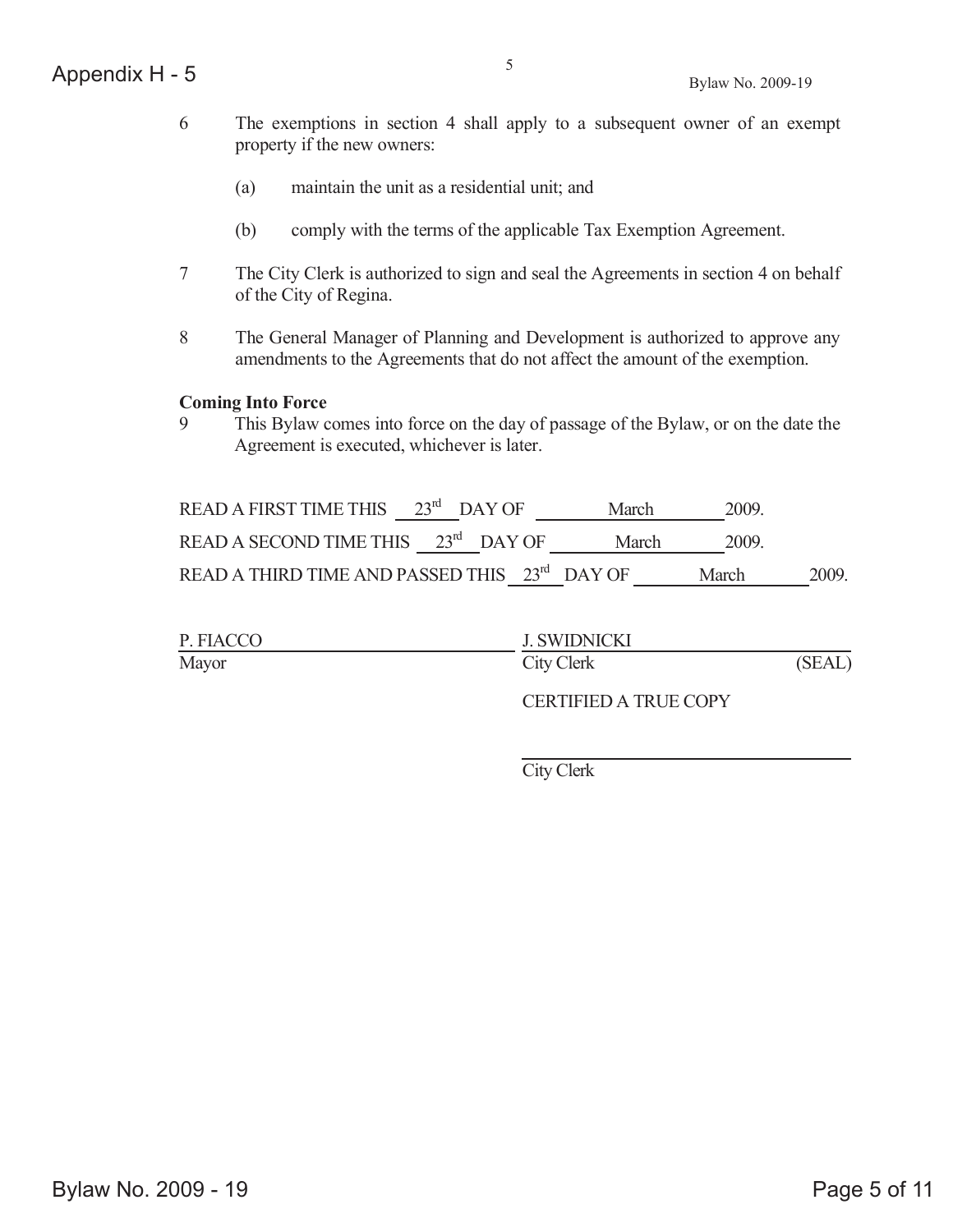6 The exemptions in section 4 shall apply to a subsequent owner of an exempt property if the new owners:

(a) maintain the unit as a residential unit; and

(b) comply with the terms of the applicable Tax Exemption Agreement.

7 The City Clerk is authorized to sign and seal the Agreements in section 4 on behalf of the City of Regina.

8 The General Manager of Planning and Development is authorized to approve any amendments to the Agreements that do not affect the amount of the exemption.

**Coming Into Force**

9 This Bylaw comes into force on the day of passage of the Bylaw, or on the date the Agreement is executed, whichever is later.

READ A FIRST TIME THIS 23rd DAY OF March 2009.

READ A SECOND TIME THIS 23rd DAY OF March 2009.

READ A THIRD TIME AND PASSED THIS 23rd DAY OF March 2009.

P. FIACCO
Mayor

J. SWIDNICKI
City Clerk (SEAL)

CERTIFIED A TRUE COPY

City Clerk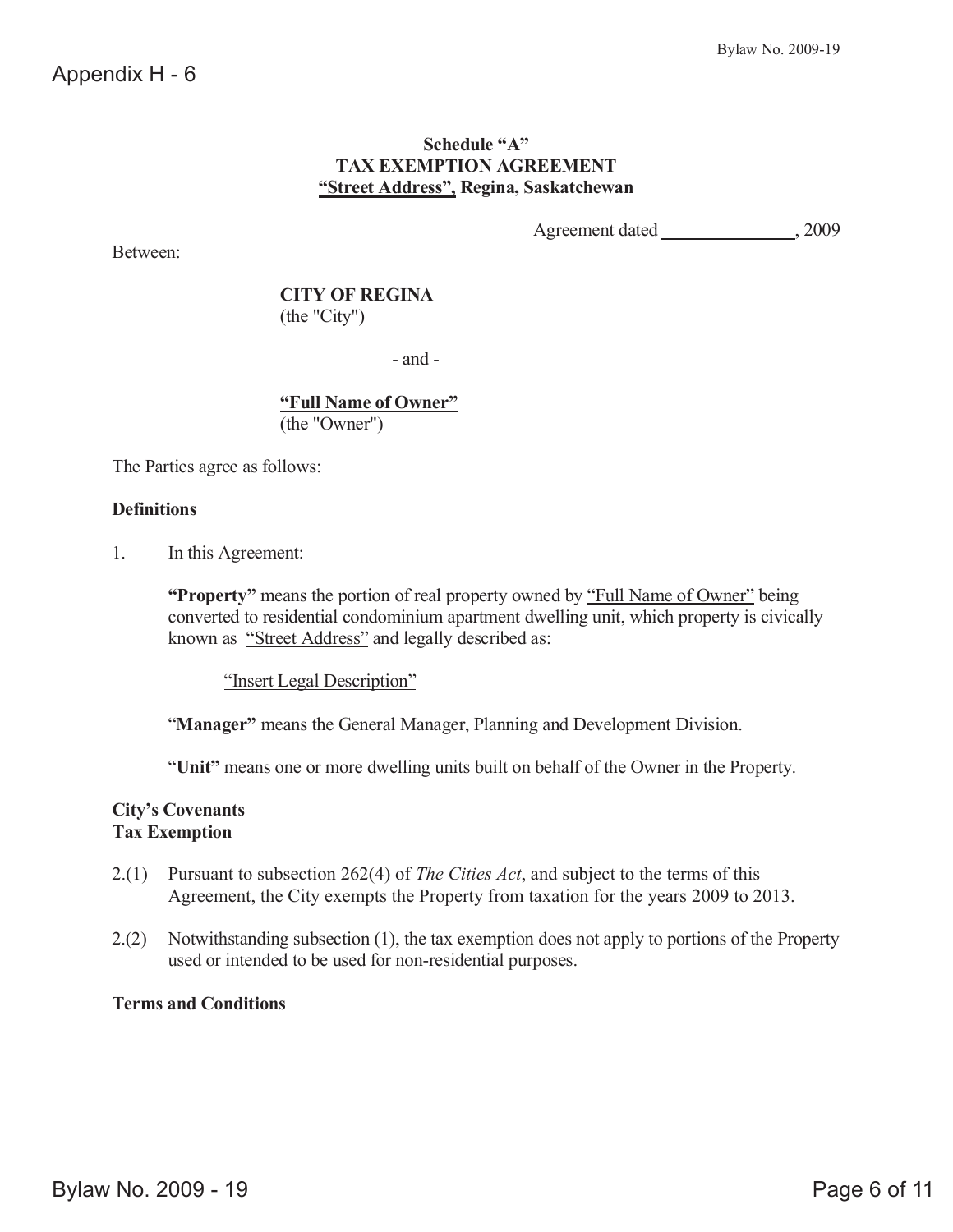Appendix H - 6

### Schedule "A"
### TAX EXEMPTION AGREEMENT
### "Street Address", Regina, Saskatchewan

Agreement dated \_\_\_\_\_\_\_\_\_\_\_\_\_\_\_, 2009

Between:

**CITY OF REGINA**
(the "City")

\- and -

**"Full Name of Owner"**
(the "Owner")

The Parties agree as follows:

**Definitions**

1. In this Agreement:

   **"Property"** means the portion of real property owned by "Full Name of Owner" being converted to residential condominium apartment dwelling unit, which property is civically known as "Street Address" and legally described as:

   "Insert Legal Description"

   "**Manager"** means the General Manager, Planning and Development Division.

   "**Unit"** means one or more dwelling units built on behalf of the Owner in the Property.

**City's Covenants**
**Tax Exemption**

2.(1) Pursuant to subsection 262(4) of *The Cities Act*, and subject to the terms of this Agreement, the City exempts the Property from taxation for the years 2009 to 2013.

2.(2) Notwithstanding subsection (1), the tax exemption does not apply to portions of the Property used or intended to be used for non-residential purposes.

**Terms and Conditions**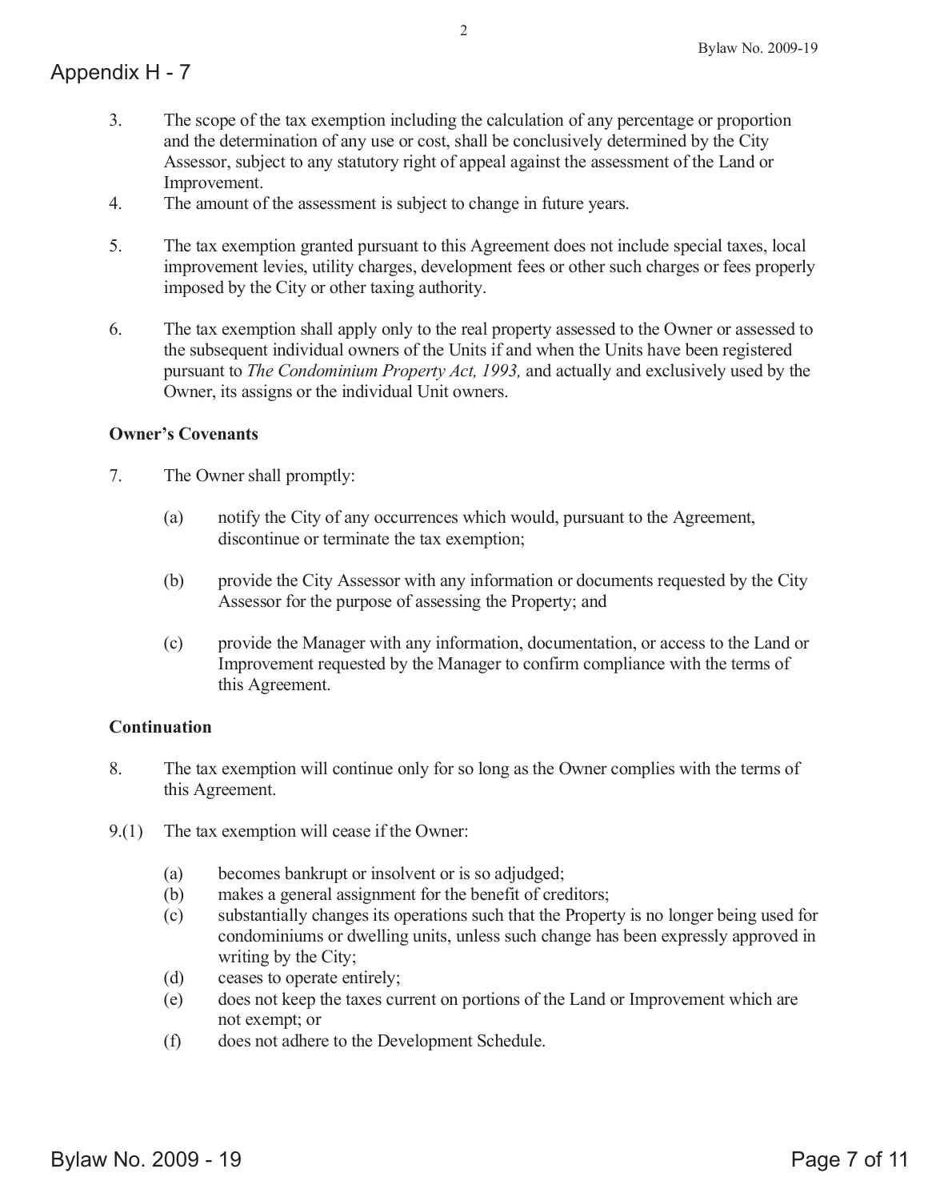3. The scope of the tax exemption including the calculation of any percentage or proportion and the determination of any use or cost, shall be conclusively determined by the City Assessor, subject to any statutory right of appeal against the assessment of the Land or Improvement.
4. The amount of the assessment is subject to change in future years.
5. The tax exemption granted pursuant to this Agreement does not include special taxes, local improvement levies, utility charges, development fees or other such charges or fees properly imposed by the City or other taxing authority.
6. The tax exemption shall apply only to the real property assessed to the Owner or assessed to the subsequent individual owners of the Units if and when the Units have been registered pursuant to *The Condominium Property Act, 1993,* and actually and exclusively used by the Owner, its assigns or the individual Unit owners.

**Owner's Covenants**

7. The Owner shall promptly:

   (a) notify the City of any occurrences which would, pursuant to the Agreement, discontinue or terminate the tax exemption;

   (b) provide the City Assessor with any information or documents requested by the City Assessor for the purpose of assessing the Property; and

   (c) provide the Manager with any information, documentation, or access to the Land or Improvement requested by the Manager to confirm compliance with the terms of this Agreement.

**Continuation**

8. The tax exemption will continue only for so long as the Owner complies with the terms of this Agreement.

9.(1) The tax exemption will cease if the Owner:

   (a) becomes bankrupt or insolvent or is so adjudged;
   (b) makes a general assignment for the benefit of creditors;
   (c) substantially changes its operations such that the Property is no longer being used for condominiums or dwelling units, unless such change has been expressly approved in writing by the City;
   (d) ceases to operate entirely;
   (e) does not keep the taxes current on portions of the Land or Improvement which are not exempt; or
   (f) does not adhere to the Development Schedule.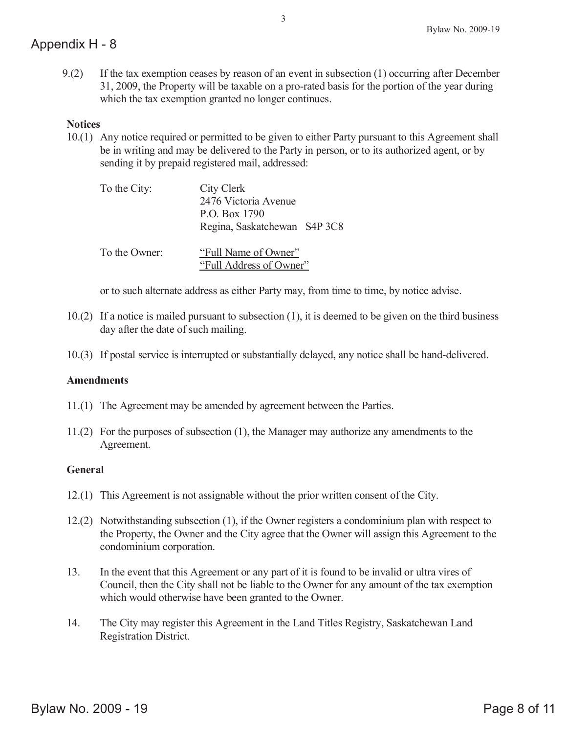9.(2) If the tax exemption ceases by reason of an event in subsection (1) occurring after December 31, 2009, the Property will be taxable on a pro-rated basis for the portion of the year during which the tax exemption granted no longer continues.

**Notices**

10.(1) Any notice required or permitted to be given to either Party pursuant to this Agreement shall be in writing and may be delivered to the Party in person, or to its authorized agent, or by sending it by prepaid registered mail, addressed:

To the City: City Clerk
2476 Victoria Avenue
P.O. Box 1790
Regina, Saskatchewan S4P 3C8

To the Owner: "Full Name of Owner"
"Full Address of Owner"

or to such alternate address as either Party may, from time to time, by notice advise.

10.(2) If a notice is mailed pursuant to subsection (1), it is deemed to be given on the third business day after the date of such mailing.

10.(3) If postal service is interrupted or substantially delayed, any notice shall be hand-delivered.

**Amendments**

11.(1) The Agreement may be amended by agreement between the Parties.

11.(2) For the purposes of subsection (1), the Manager may authorize any amendments to the Agreement.

**General**

12.(1) This Agreement is not assignable without the prior written consent of the City.

12.(2) Notwithstanding subsection (1), if the Owner registers a condominium plan with respect to the Property, the Owner and the City agree that the Owner will assign this Agreement to the condominium corporation.

13. In the event that this Agreement or any part of it is found to be invalid or ultra vires of Council, then the City shall not be liable to the Owner for any amount of the tax exemption which would otherwise have been granted to the Owner.

14. The City may register this Agreement in the Land Titles Registry, Saskatchewan Land Registration District.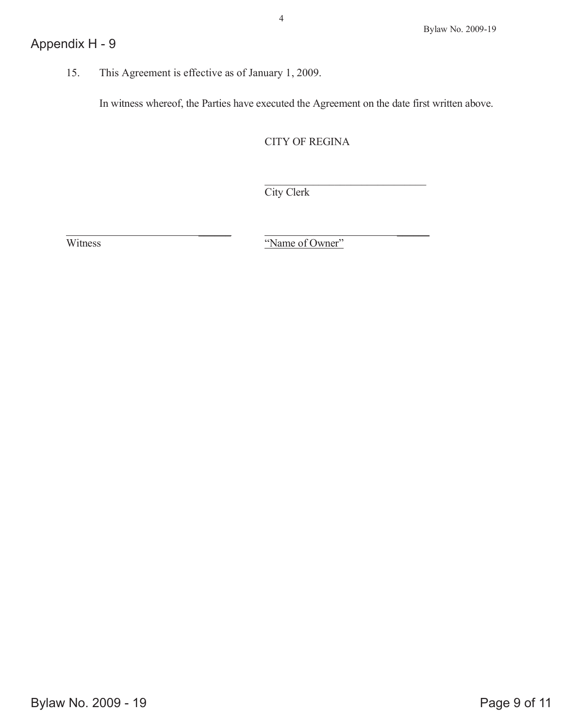15. This Agreement is effective as of January 1, 2009.

In witness whereof, the Parties have executed the Agreement on the date first written above.

CITY OF REGINA

\_\_\_\_\_\_\_\_\_\_\_\_\_\_\_\_\_\_\_\_\_\_\_\_\_\_\_\_\_\_
City Clerk

\_\_\_\_\_\_\_\_\_\_\_\_\_\_\_\_\_\_\_\_\_\_\_\_\_\_\_\_\_\_ &nbsp;&nbsp;&nbsp;&nbsp; \_\_\_\_\_\_\_\_\_\_\_\_\_\_\_\_\_\_\_\_\_\_\_\_\_\_\_\_\_\_
Witness &nbsp;&nbsp;&nbsp;&nbsp; "Name of Owner"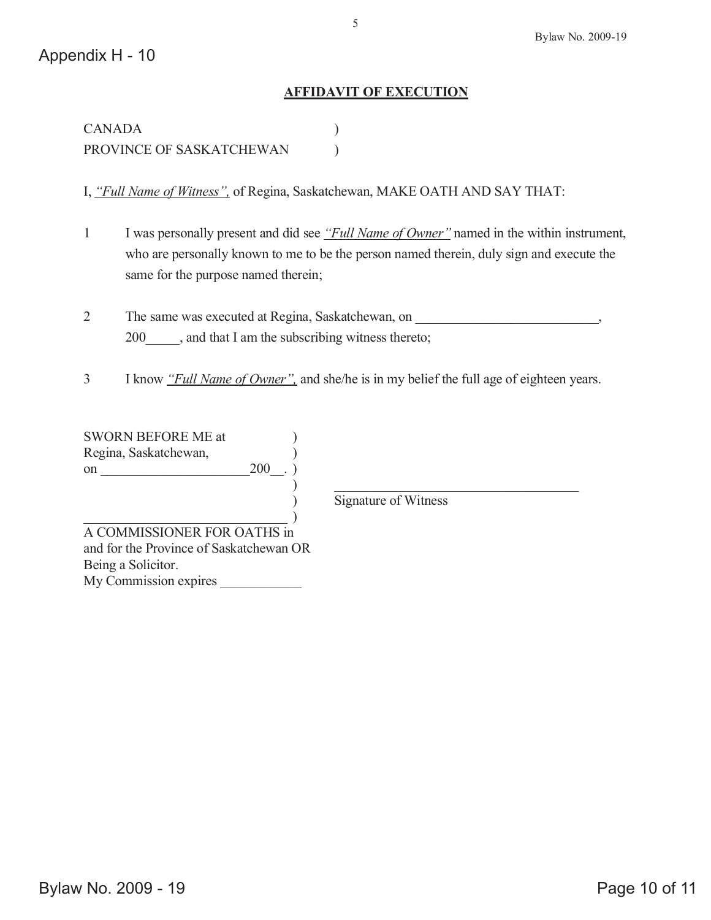Appendix H - 10

## AFFIDAVIT OF EXECUTION

CANADA )
PROVINCE OF SASKATCHEWAN )

I, *"Full Name of Witness",* of Regina, Saskatchewan, MAKE OATH AND SAY THAT:

1. I was personally present and did see *"Full Name of Owner"* named in the within instrument, who are personally known to me to be the person named therein, duly sign and execute the same for the purpose named therein;

2. The same was executed at Regina, Saskatchewan, on ___________________________, 200_____, and that I am the subscribing witness thereto;

3. I know *"Full Name of Owner",* and she/he is in my belief the full age of eighteen years.

SWORN BEFORE ME at )
Regina, Saskatchewan, )
on ______________________200__. )
)
) ______________________________________
) Signature of Witness
______________________________ )
A COMMISSIONER FOR OATHS in
and for the Province of Saskatchewan OR
Being a Solicitor.
My Commission expires ____________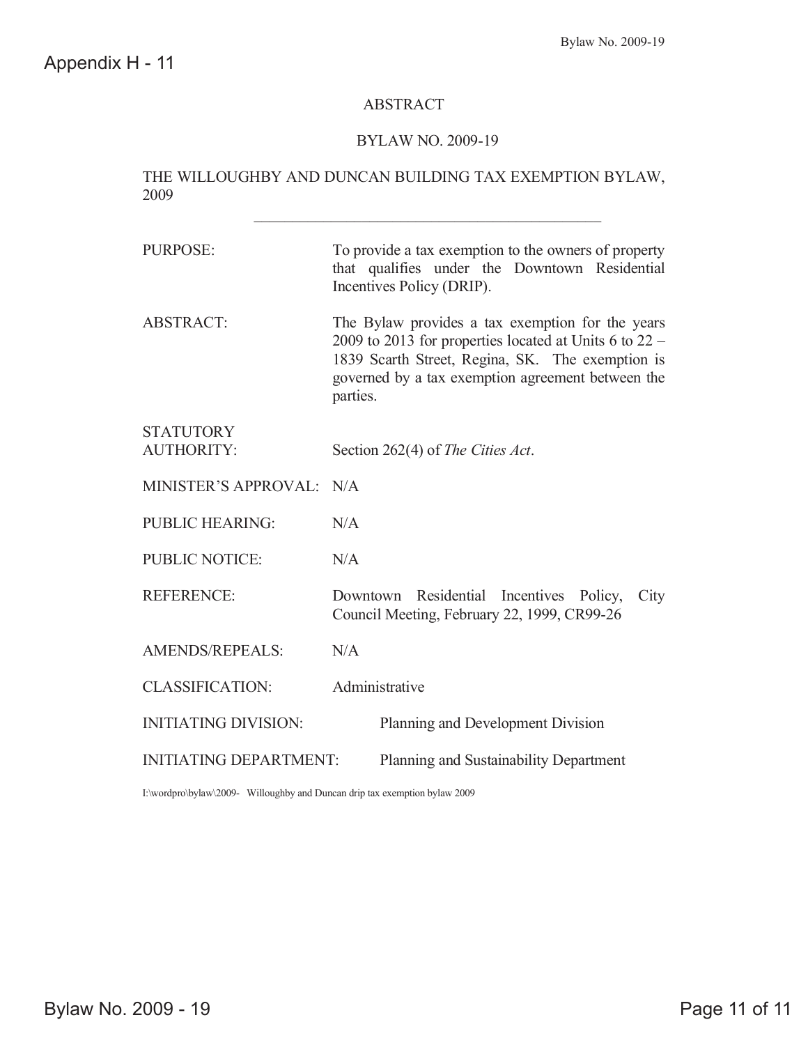Appendix H - 11

# ABSTRACT

## BYLAW NO. 2009-19

## THE WILLOUGHBY AND DUNCAN BUILDING TAX EXEMPTION BYLAW, 2009

---

| | |
|---|---|
| PURPOSE: | To provide a tax exemption to the owners of property that qualifies under the Downtown Residential Incentives Policy (DRIP). |
| ABSTRACT: | The Bylaw provides a tax exemption for the years 2009 to 2013 for properties located at Units 6 to 22 – 1839 Scarth Street, Regina, SK. The exemption is governed by a tax exemption agreement between the parties. |
| STATUTORY AUTHORITY: | Section 262(4) of *The Cities Act*. |
| MINISTER'S APPROVAL: | N/A |
| PUBLIC HEARING: | N/A |
| PUBLIC NOTICE: | N/A |
| REFERENCE: | Downtown Residential Incentives Policy, City Council Meeting, February 22, 1999, CR99-26 |
| AMENDS/REPEALS: | N/A |
| CLASSIFICATION: | Administrative |
| INITIATING DIVISION: | Planning and Development Division |
| INITIATING DEPARTMENT: | Planning and Sustainability Department |

I:\wordpro\bylaw\2009- Willoughby and Duncan drip tax exemption bylaw 2009